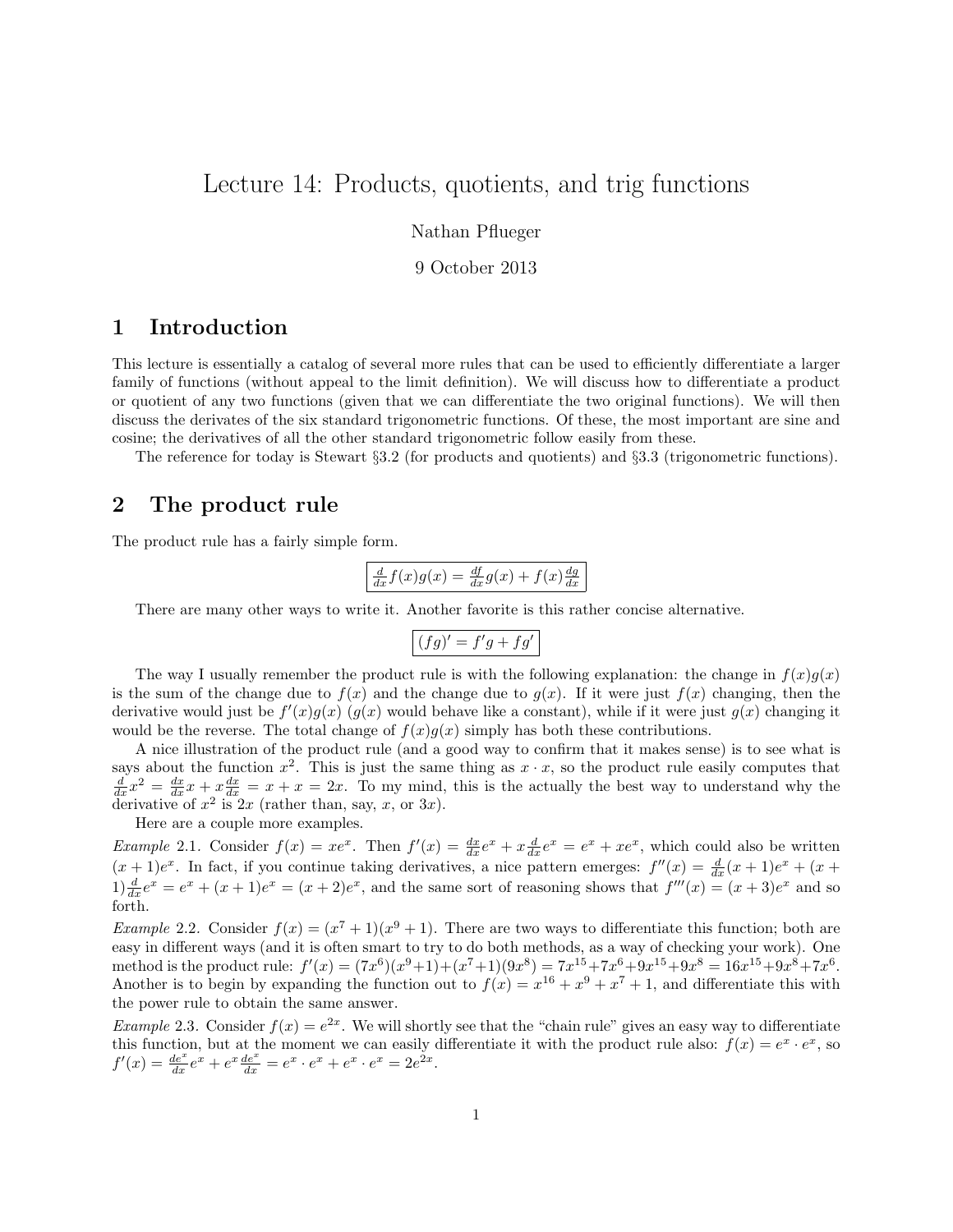# Lecture 14: Products, quotients, and trig functions

Nathan Pflueger

9 October 2013

## 1 Introduction

This lecture is essentially a catalog of several more rules that can be used to efficiently differentiate a larger family of functions (without appeal to the limit definition). We will discuss how to differentiate a product or quotient of any two functions (given that we can differentiate the two original functions). We will then discuss the derivates of the six standard trigonometric functions. Of these, the most important are sine and cosine; the derivatives of all the other standard trigonometric follow easily from these.

The reference for today is Stewart §3.2 (for products and quotients) and §3.3 (trigonometric functions).

## 2 The product rule

The product rule has a fairly simple form.

$$\boxed{\frac{d}{dx}f(x)g(x) = \frac{df}{dx}g(x) + f(x)\frac{dg}{dx}}$$

There are many other ways to write it. Another favorite is this rather concise alternative.

$$\boxed{(fg)' = f'g + fg'}$$

The way I usually remember the product rule is with the following explanation: the change in $f(x)g(x)$ is the sum of the change due to $f(x)$ and the change due to $g(x)$. If it were just $f(x)$ changing, then the derivative would just be $f'(x)g(x)$ ($g(x)$ would behave like a constant), while if it were just $g(x)$ changing it would be the reverse. The total change of $f(x)g(x)$ simply has both these contributions.

A nice illustration of the product rule (and a good way to confirm that it makes sense) is to see what is says about the function $x^2$. This is just the same thing as $x \cdot x$, so the product rule easily computes that $\frac{d}{dx}x^2 = \frac{dx}{dx}x + x\frac{dx}{dx} = x + x = 2x$. To my mind, this is the actually the best way to understand why the derivative of $x^2$ is $2x$ (rather than, say, $x$, or $3x$).

Here are a couple more examples.

*Example* 2.1. Consider $f(x) = xe^x$. Then $f'(x) = \frac{dx}{dx}e^x + x\frac{d}{dx}e^x = e^x + xe^x$, which could also be written $(x+1)e^x$. In fact, if you continue taking derivatives, a nice pattern emerges: $f''(x) = \frac{d}{dx}(x+1)e^x + (x+1)\frac{d}{dx}e^x = e^x + (x+1)e^x = (x+2)e^x$, and the same sort of reasoning shows that $f'''(x) = (x+3)e^x$ and so forth.

*Example* 2.2. Consider $f(x) = (x^7+1)(x^9+1)$. There are two ways to differentiate this function; both are easy in different ways (and it is often smart to try to do both methods, as a way of checking your work). One method is the product rule: $f'(x) = (7x^6)(x^9+1)+(x^7+1)(9x^8) = 7x^{15}+7x^6+9x^{15}+9x^8 = 16x^{15}+9x^8+7x^6$. Another is to begin by expanding the function out to $f(x) = x^{16} + x^9 + x^7 + 1$, and differentiate this with the power rule to obtain the same answer.

*Example* 2.3. Consider $f(x) = e^{2x}$. We will shortly see that the "chain rule" gives an easy way to differentiate this function, but at the moment we can easily differentiate it with the product rule also: $f(x) = e^x \cdot e^x$, so $f'(x) = \frac{de^x}{dx}e^x + e^x\frac{de^x}{dx} = e^x \cdot e^x + e^x \cdot e^x = 2e^{2x}$.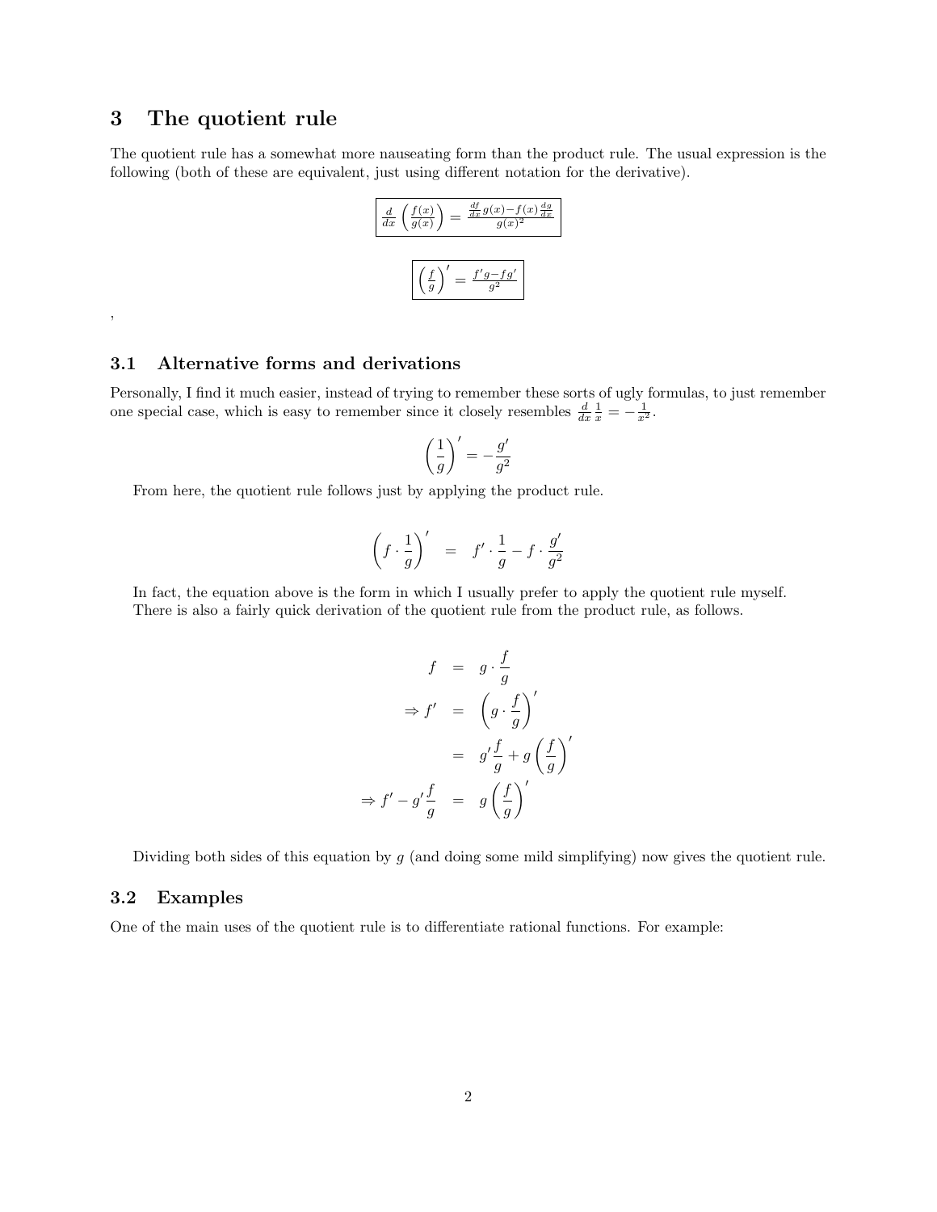# 3 The quotient rule

The quotient rule has a somewhat more nauseating form than the product rule. The usual expression is the following (both of these are equivalent, just using different notation for the derivative).

$$\boxed{\frac{d}{dx}\left(\frac{f(x)}{g(x)}\right) = \frac{\frac{df}{dx}g(x) - f(x)\frac{dg}{dx}}{g(x)^2}}$$

$$\boxed{\left(\frac{f}{g}\right)' = \frac{f'g - fg'}{g^2}}$$

,

## 3.1 Alternative forms and derivations

Personally, I find it much easier, instead of trying to remember these sorts of ugly formulas, to just remember one special case, which is easy to remember since it closely resembles $\frac{d}{dx}\frac{1}{x} = -\frac{1}{x^2}$.

$$\left(\frac{1}{g}\right)' = -\frac{g'}{g^2}$$

From here, the quotient rule follows just by applying the product rule.

$$\left(f \cdot \frac{1}{g}\right)' = f' \cdot \frac{1}{g} - f \cdot \frac{g'}{g^2}$$

In fact, the equation above is the form in which I usually prefer to apply the quotient rule myself. There is also a fairly quick derivation of the quotient rule from the product rule, as follows.

$$\begin{aligned}
f &= g \cdot \frac{f}{g} \\
\Rightarrow f' &= \left(g \cdot \frac{f}{g}\right)' \\
&= g'\frac{f}{g} + g\left(\frac{f}{g}\right)' \\
\Rightarrow f' - g'\frac{f}{g} &= g\left(\frac{f}{g}\right)'
\end{aligned}$$

Dividing both sides of this equation by $g$ (and doing some mild simplifying) now gives the quotient rule.

## 3.2 Examples

One of the main uses of the quotient rule is to differentiate rational functions. For example: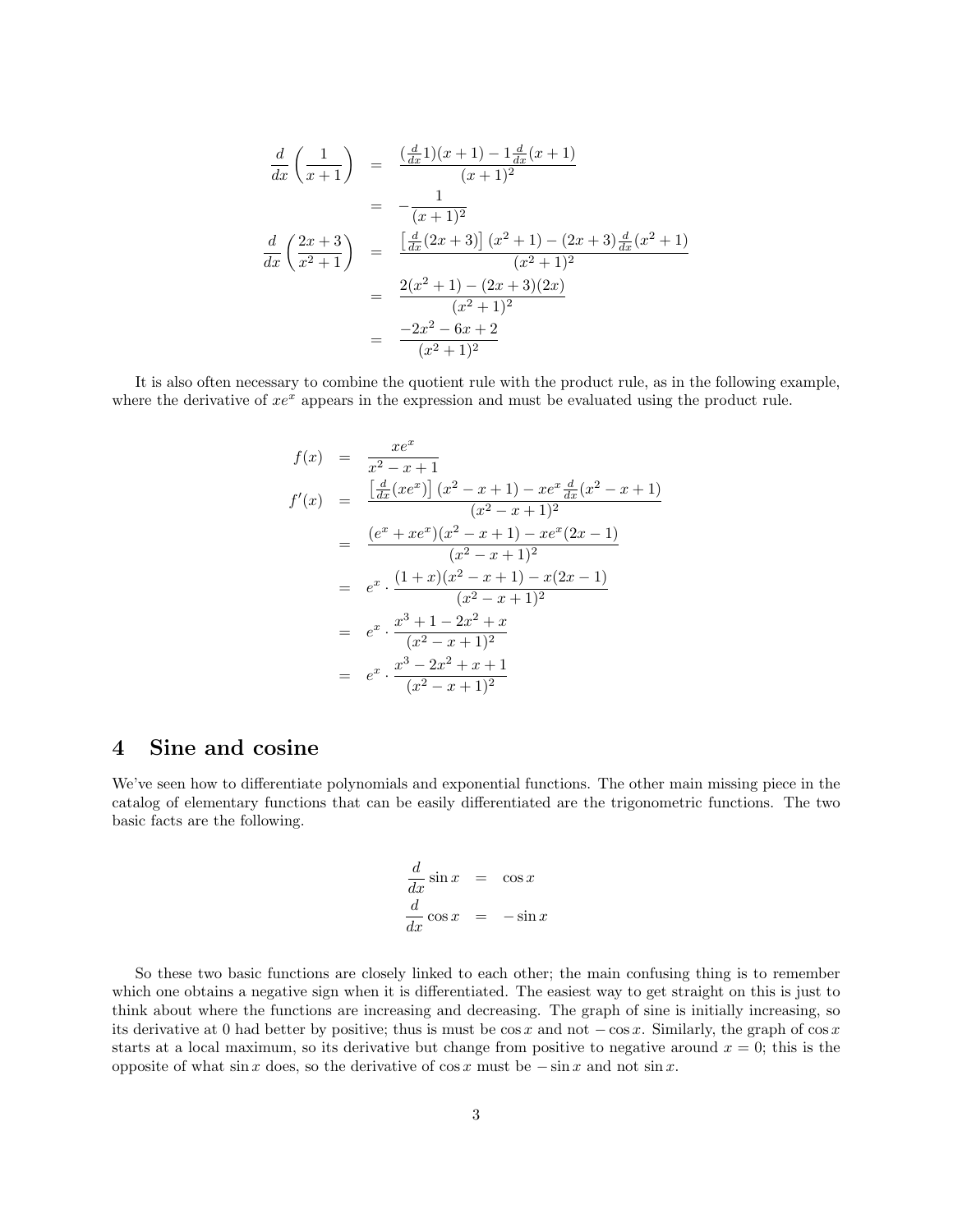$$
\begin{aligned}
\frac{d}{dx}\left(\frac{1}{x+1}\right) &= \frac{(\frac{d}{dx}1)(x+1) - 1\frac{d}{dx}(x+1)}{(x+1)^2} \\
&= -\frac{1}{(x+1)^2} \\
\frac{d}{dx}\left(\frac{2x+3}{x^2+1}\right) &= \frac{\left[\frac{d}{dx}(2x+3)\right](x^2+1) - (2x+3)\frac{d}{dx}(x^2+1)}{(x^2+1)^2} \\
&= \frac{2(x^2+1) - (2x+3)(2x)}{(x^2+1)^2} \\
&= \frac{-2x^2 - 6x + 2}{(x^2+1)^2}
\end{aligned}
$$

It is also often necessary to combine the quotient rule with the product rule, as in the following example, where the derivative of $xe^x$ appears in the expression and must be evaluated using the product rule.

$$
\begin{aligned}
f(x) &= \frac{xe^x}{x^2 - x + 1} \\
f'(x) &= \frac{\left[\frac{d}{dx}(xe^x)\right](x^2 - x + 1) - xe^x\frac{d}{dx}(x^2 - x + 1)}{(x^2 - x + 1)^2} \\
&= \frac{(e^x + xe^x)(x^2 - x + 1) - xe^x(2x - 1)}{(x^2 - x + 1)^2} \\
&= e^x \cdot \frac{(1+x)(x^2 - x + 1) - x(2x - 1)}{(x^2 - x + 1)^2} \\
&= e^x \cdot \frac{x^3 + 1 - 2x^2 + x}{(x^2 - x + 1)^2} \\
&= e^x \cdot \frac{x^3 - 2x^2 + x + 1}{(x^2 - x + 1)^2}
\end{aligned}
$$

# 4 Sine and cosine

We've seen how to differentiate polynomials and exponential functions. The other main missing piece in the catalog of elementary functions that can be easily differentiated are the trigonometric functions. The two basic facts are the following.

$$
\begin{aligned}
\frac{d}{dx}\sin x &= \cos x \\
\frac{d}{dx}\cos x &= -\sin x
\end{aligned}
$$

So these two basic functions are closely linked to each other; the main confusing thing is to remember which one obtains a negative sign when it is differentiated. The easiest way to get straight on this is just to think about where the functions are increasing and decreasing. The graph of sine is initially increasing, so its derivative at 0 had better by positive; thus is must be $\cos x$ and not $-\cos x$. Similarly, the graph of $\cos x$ starts at a local maximum, so its derivative but change from positive to negative around $x = 0$; this is the opposite of what $\sin x$ does, so the derivative of $\cos x$ must be $-\sin x$ and not $\sin x$.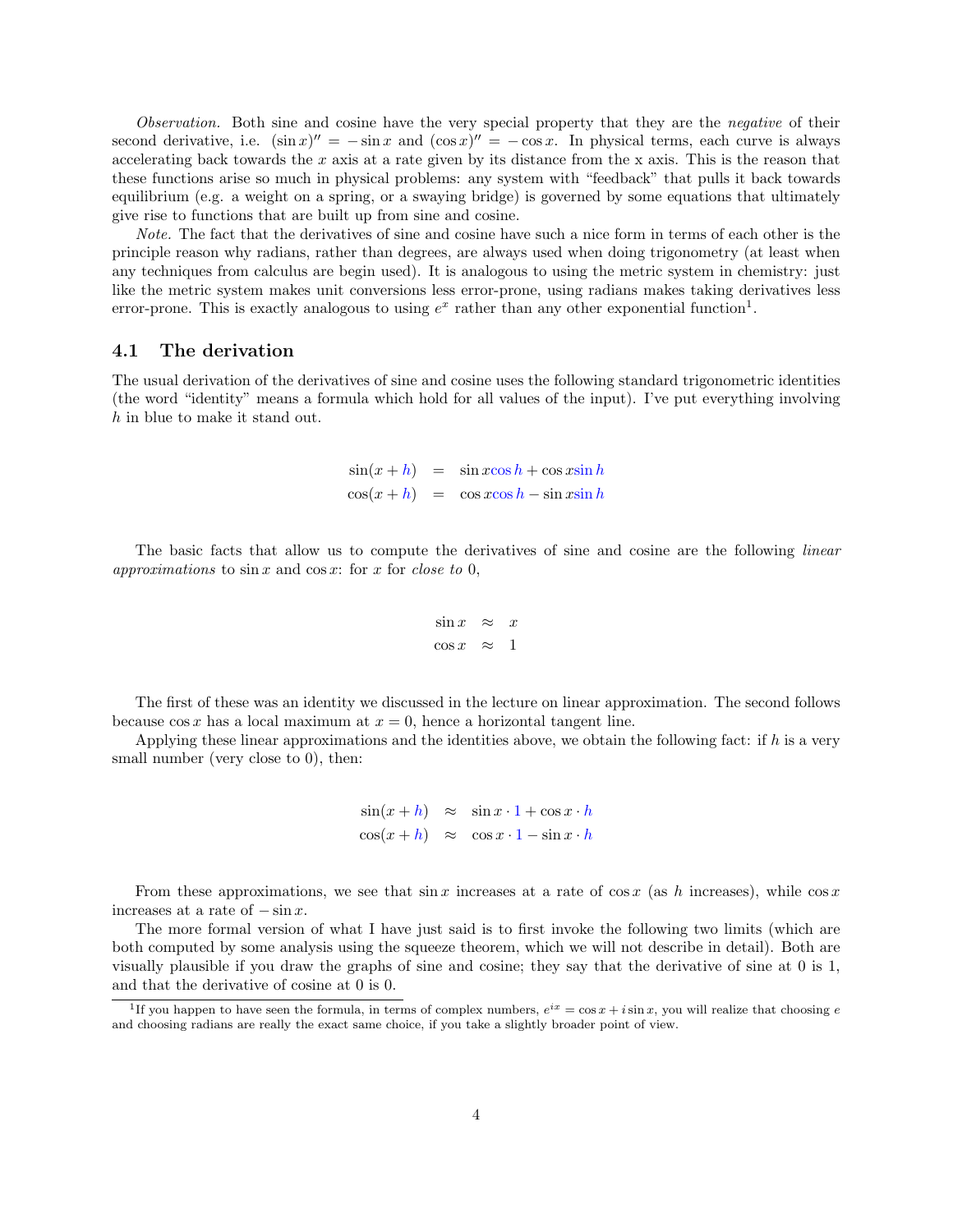*Observation.* Both sine and cosine have the very special property that they are the *negative* of their second derivative, i.e. $(\sin x)'' = -\sin x$ and $(\cos x)'' = -\cos x$. In physical terms, each curve is always accelerating back towards the $x$ axis at a rate given by its distance from the x axis. This is the reason that these functions arise so much in physical problems: any system with "feedback" that pulls it back towards equilibrium (e.g. a weight on a spring, or a swaying bridge) is governed by some equations that ultimately give rise to functions that are built up from sine and cosine.

*Note.* The fact that the derivatives of sine and cosine have such a nice form in terms of each other is the principle reason why radians, rather than degrees, are always used when doing trigonometry (at least when any techniques from calculus are begin used). It is analogous to using the metric system in chemistry: just like the metric system makes unit conversions less error-prone, using radians makes taking derivatives less error-prone. This is exactly analogous to using $e^x$ rather than any other exponential function[1].

## 4.1 The derivation

The usual derivation of the derivatives of sine and cosine uses the following standard trigonometric identities (the word "identity" means a formula which hold for all values of the input). I've put everything involving $h$ in blue to make it stand out.

$$\begin{aligned}
\sin(x+h) &= \sin x \cos h + \cos x \sin h \\
\cos(x+h) &= \cos x \cos h - \sin x \sin h
\end{aligned}$$

The basic facts that allow us to compute the derivatives of sine and cosine are the following *linear approximations* to $\sin x$ and $\cos x$: for $x$ for *close to* 0,

$$\begin{aligned}
\sin x &\approx x \\
\cos x &\approx 1
\end{aligned}$$

The first of these was an identity we discussed in the lecture on linear approximation. The second follows because $\cos x$ has a local maximum at $x = 0$, hence a horizontal tangent line.

Applying these linear approximations and the identities above, we obtain the following fact: if $h$ is a very small number (very close to 0), then:

$$\begin{aligned}
\sin(x+h) &\approx \sin x \cdot 1 + \cos x \cdot h \\
\cos(x+h) &\approx \cos x \cdot 1 - \sin x \cdot h
\end{aligned}$$

From these approximations, we see that $\sin x$ increases at a rate of $\cos x$ (as $h$ increases), while $\cos x$ increases at a rate of $-\sin x$.

The more formal version of what I have just said is to first invoke the following two limits (which are both computed by some analysis using the squeeze theorem, which we will not describe in detail). Both are visually plausible if you draw the graphs of sine and cosine; they say that the derivative of sine at 0 is 1, and that the derivative of cosine at 0 is 0.

[1] If you happen to have seen the formula, in terms of complex numbers, $e^{ix} = \cos x + i \sin x$, you will realize that choosing $e$ and choosing radians are really the exact same choice, if you take a slightly broader point of view.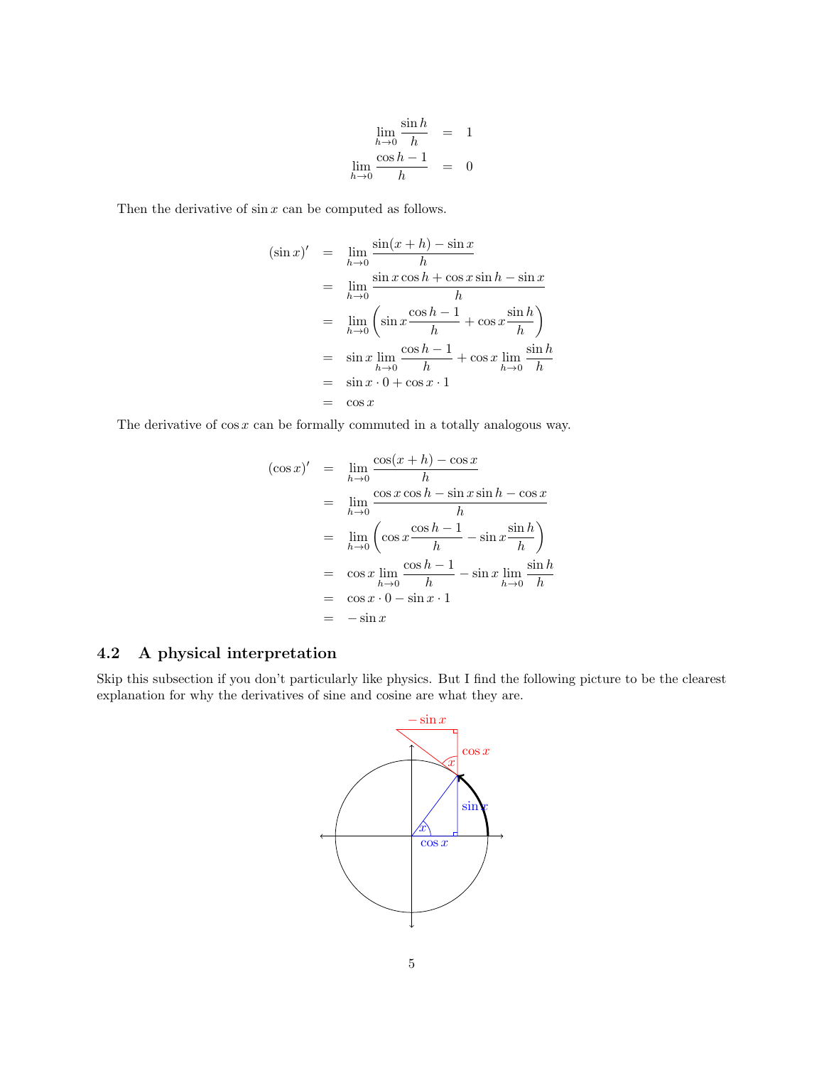$$
\begin{aligned}
\lim_{h \to 0} \frac{\sin h}{h} &= 1 \\
\lim_{h \to 0} \frac{\cos h - 1}{h} &= 0
\end{aligned}
$$

Then the derivative of $\sin x$ can be computed as follows.

$$
\begin{aligned}
(\sin x)' &= \lim_{h \to 0} \frac{\sin(x+h) - \sin x}{h} \\
&= \lim_{h \to 0} \frac{\sin x \cos h + \cos x \sin h - \sin x}{h} \\
&= \lim_{h \to 0} \left( \sin x \frac{\cos h - 1}{h} + \cos x \frac{\sin h}{h} \right) \\
&= \sin x \lim_{h \to 0} \frac{\cos h - 1}{h} + \cos x \lim_{h \to 0} \frac{\sin h}{h} \\
&= \sin x \cdot 0 + \cos x \cdot 1 \\
&= \cos x
\end{aligned}
$$

The derivative of $\cos x$ can be formally commuted in a totally analogous way.

$$
\begin{aligned}
(\cos x)' &= \lim_{h \to 0} \frac{\cos(x+h) - \cos x}{h} \\
&= \lim_{h \to 0} \frac{\cos x \cos h - \sin x \sin h - \cos x}{h} \\
&= \lim_{h \to 0} \left( \cos x \frac{\cos h - 1}{h} - \sin x \frac{\sin h}{h} \right) \\
&= \cos x \lim_{h \to 0} \frac{\cos h - 1}{h} - \sin x \lim_{h \to 0} \frac{\sin h}{h} \\
&= \cos x \cdot 0 - \sin x \cdot 1 \\
&= -\sin x
\end{aligned}
$$

### 4.2 A physical interpretation

Skip this subsection if you don't particularly like physics. But I find the following picture to be the clearest explanation for why the derivatives of sine and cosine are what they are.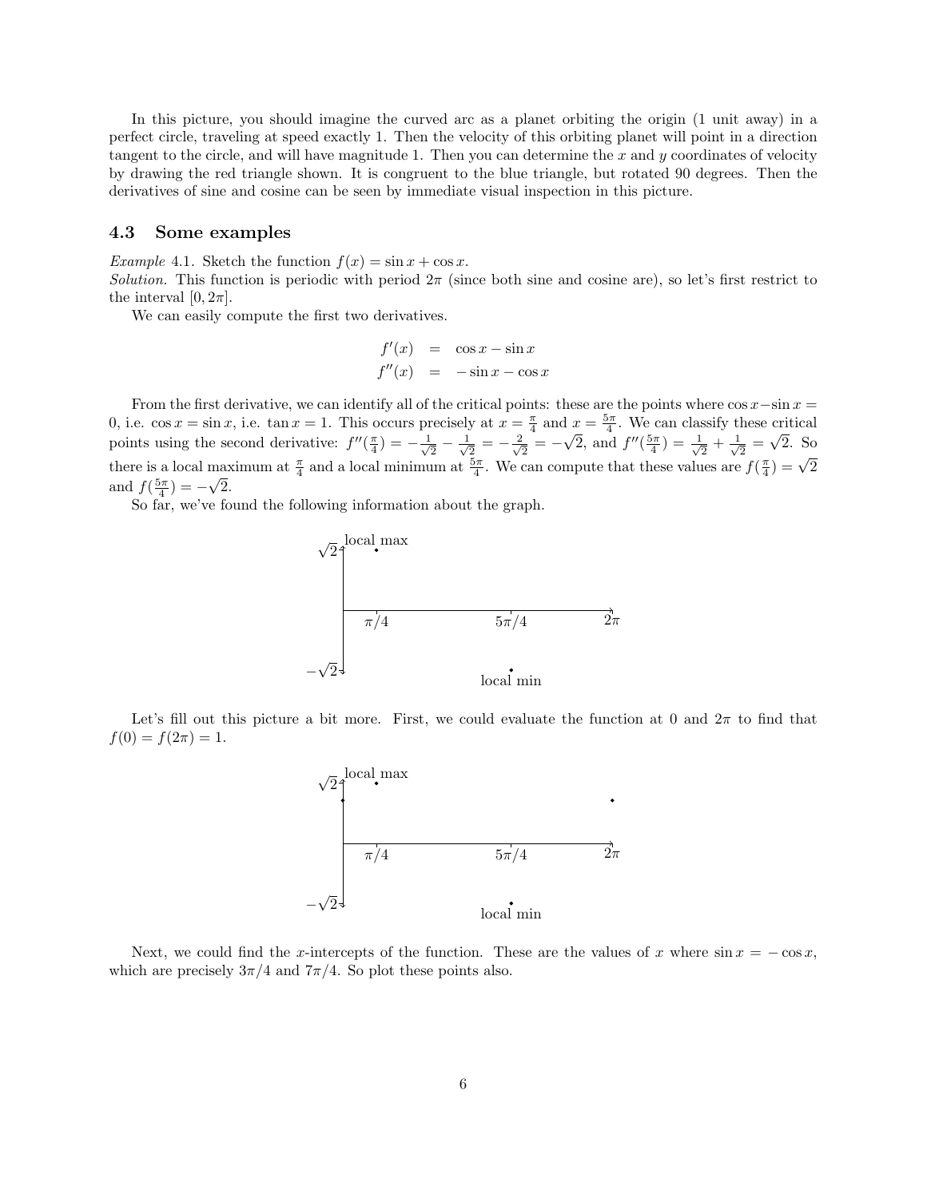In this picture, you should imagine the curved arc as a planet orbiting the origin (1 unit away) in a perfect circle, traveling at speed exactly 1. Then the velocity of this orbiting planet will point in a direction tangent to the circle, and will have magnitude 1. Then you can determine the $x$ and $y$ coordinates of velocity by drawing the red triangle shown. It is congruent to the blue triangle, but rotated 90 degrees. Then the derivatives of sine and cosine can be seen by immediate visual inspection in this picture.

### 4.3 Some examples

*Example* 4.1. Sketch the function $f(x) = \sin x + \cos x$.

*Solution.* This function is periodic with period $2\pi$ (since both sine and cosine are), so let's first restrict to the interval $[0, 2\pi]$.

We can easily compute the first two derivatives.

$$\begin{aligned} f'(x) &= \cos x - \sin x \\ f''(x) &= -\sin x - \cos x \end{aligned}$$

From the first derivative, we can identify all of the critical points: these are the points where $\cos x - \sin x = 0$, i.e. $\cos x = \sin x$, i.e. $\tan x = 1$. This occurs precisely at $x = \frac{\pi}{4}$ and $x = \frac{5\pi}{4}$. We can classify these critical points using the second derivative: $f''(\frac{\pi}{4}) = -\frac{1}{\sqrt{2}} - \frac{1}{\sqrt{2}} = -\frac{2}{\sqrt{2}} = -\sqrt{2}$, and $f''(\frac{5\pi}{4}) = \frac{1}{\sqrt{2}} + \frac{1}{\sqrt{2}} = \sqrt{2}$. So there is a local maximum at $\frac{\pi}{4}$ and a local minimum at $\frac{5\pi}{4}$. We can compute that these values are $f(\frac{\pi}{4}) = \sqrt{2}$ and $f(\frac{5\pi}{4}) = -\sqrt{2}$.

So far, we've found the following information about the graph.

Let's fill out this picture a bit more. First, we could evaluate the function at 0 and $2\pi$ to find that $f(0) = f(2\pi) = 1$.

Next, we could find the $x$-intercepts of the function. These are the values of $x$ where $\sin x = -\cos x$, which are precisely $3\pi/4$ and $7\pi/4$. So plot these points also.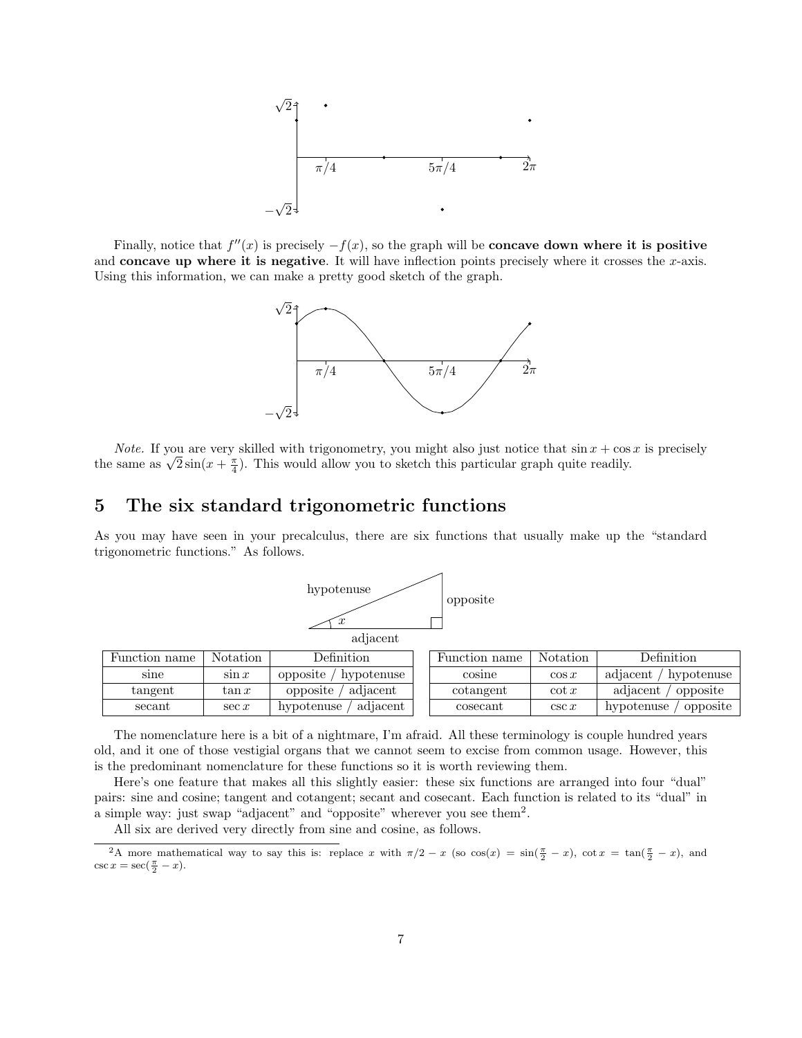Finally, notice that $f''(x)$ is precisely $-f(x)$, so the graph will be **concave down where it is positive** and **concave up where it is negative**. It will have inflection points precisely where it crosses the $x$-axis. Using this information, we can make a pretty good sketch of the graph.

*Note.* If you are very skilled with trigonometry, you might also just notice that $\sin x + \cos x$ is precisely the same as $\sqrt{2}\sin(x + \frac{\pi}{4})$. This would allow you to sketch this particular graph quite readily.

## 5 The six standard trigonometric functions

As you may have seen in your precalculus, there are six functions that usually make up the "standard trigonometric functions." As follows.

| Function name | Notation | Definition |
|---|---|---|
| sine | $\sin x$ | opposite / hypotenuse |
| tangent | $\tan x$ | opposite / adjacent |
| secant | $\sec x$ | hypotenuse / adjacent |

| Function name | Notation | Definition |
|---|---|---|
| cosine | $\cos x$ | adjacent / hypotenuse |
| cotangent | $\cot x$ | adjacent / opposite |
| cosecant | $\csc x$ | hypotenuse / opposite |

The nomenclature here is a bit of a nightmare, I'm afraid. All these terminology is couple hundred years old, and it one of those vestigial organs that we cannot seem to excise from common usage. However, this is the predominant nomenclature for these functions so it is worth reviewing them.

Here's one feature that makes all this slightly easier: these six functions are arranged into four "dual" pairs: sine and cosine; tangent and cotangent; secant and cosecant. Each function is related to its "dual" in a simple way: just swap "adjacent" and "opposite" wherever you see them[2].

All six are derived very directly from sine and cosine, as follows.

[2] A more mathematical way to say this is: replace $x$ with $\pi/2 - x$ (so $\cos(x) = \sin(\frac{\pi}{2} - x)$, $\cot x = \tan(\frac{\pi}{2} - x)$, and $\csc x = \sec(\frac{\pi}{2} - x)$.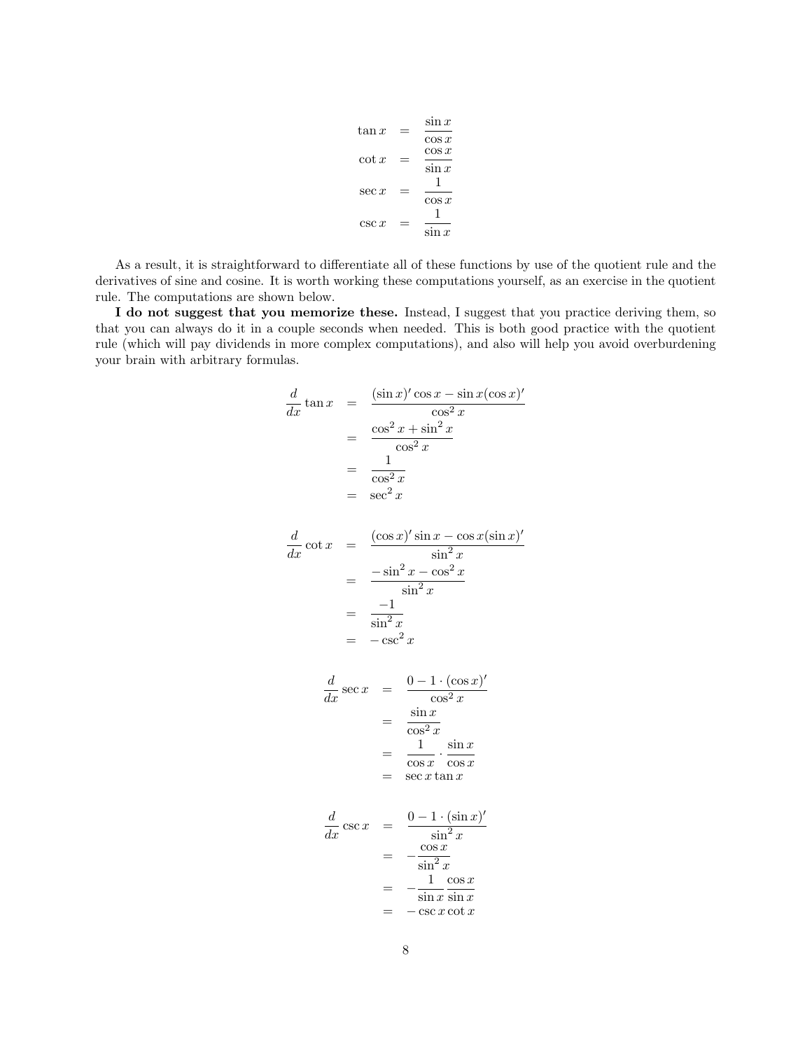$$
\begin{aligned}
\tan x &= \frac{\sin x}{\cos x} \\
\cot x &= \frac{\cos x}{\sin x} \\
\sec x &= \frac{1}{\cos x} \\
\csc x &= \frac{1}{\sin x}
\end{aligned}
$$

As a result, it is straightforward to differentiate all of these functions by use of the quotient rule and the derivatives of sine and cosine. It is worth working these computations yourself, as an exercise in the quotient rule. The computations are shown below.

**I do not suggest that you memorize these.** Instead, I suggest that you practice deriving them, so that you can always do it in a couple seconds when needed. This is both good practice with the quotient rule (which will pay dividends in more complex computations), and also will help you avoid overburdening your brain with arbitrary formulas.

$$
\begin{aligned}
\frac{d}{dx}\tan x &= \frac{(\sin x)' \cos x - \sin x (\cos x)'}{\cos^2 x} \\
&= \frac{\cos^2 x + \sin^2 x}{\cos^2 x} \\
&= \frac{1}{\cos^2 x} \\
&= \sec^2 x
\end{aligned}
$$

$$
\begin{aligned}
\frac{d}{dx}\cot x &= \frac{(\cos x)' \sin x - \cos x (\sin x)'}{\sin^2 x} \\
&= \frac{-\sin^2 x - \cos^2 x}{\sin^2 x} \\
&= \frac{-1}{\sin^2 x} \\
&= -\csc^2 x
\end{aligned}
$$

$$
\begin{aligned}
\frac{d}{dx}\sec x &= \frac{0 - 1 \cdot (\cos x)'}{\cos^2 x} \\
&= \frac{\sin x}{\cos^2 x} \\
&= \frac{1}{\cos x} \cdot \frac{\sin x}{\cos x} \\
&= \sec x \tan x
\end{aligned}
$$

$$
\begin{aligned}
\frac{d}{dx}\csc x &= \frac{0 - 1 \cdot (\sin x)'}{\sin^2 x} \\
&= -\frac{\cos x}{\sin^2 x} \\
&= -\frac{1}{\sin x} \frac{\cos x}{\sin x} \\
&= -\csc x \cot x
\end{aligned}
$$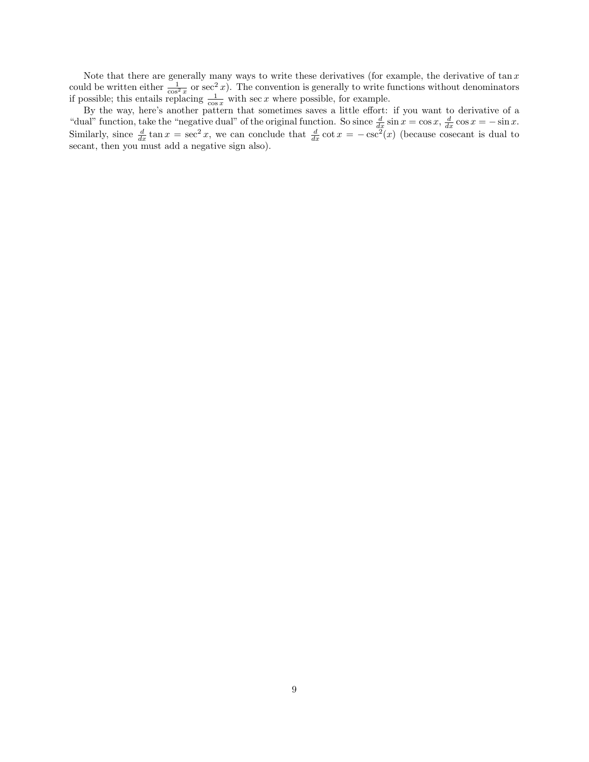Note that there are generally many ways to write these derivatives (for example, the derivative of $\tan x$ could be written either $\frac{1}{\cos^2 x}$ or $\sec^2 x$). The convention is generally to write functions without denominators if possible; this entails replacing $\frac{1}{\cos x}$ with $\sec x$ where possible, for example.

By the way, here's another pattern that sometimes saves a little effort: if you want to derivative of a "dual" function, take the "negative dual" of the original function. So since $\frac{d}{dx} \sin x = \cos x$, $\frac{d}{dx} \cos x = -\sin x$. Similarly, since $\frac{d}{dx} \tan x = \sec^2 x$, we can conclude that $\frac{d}{dx} \cot x = -\csc^2(x)$ (because cosecant is dual to secant, then you must add a negative sign also).